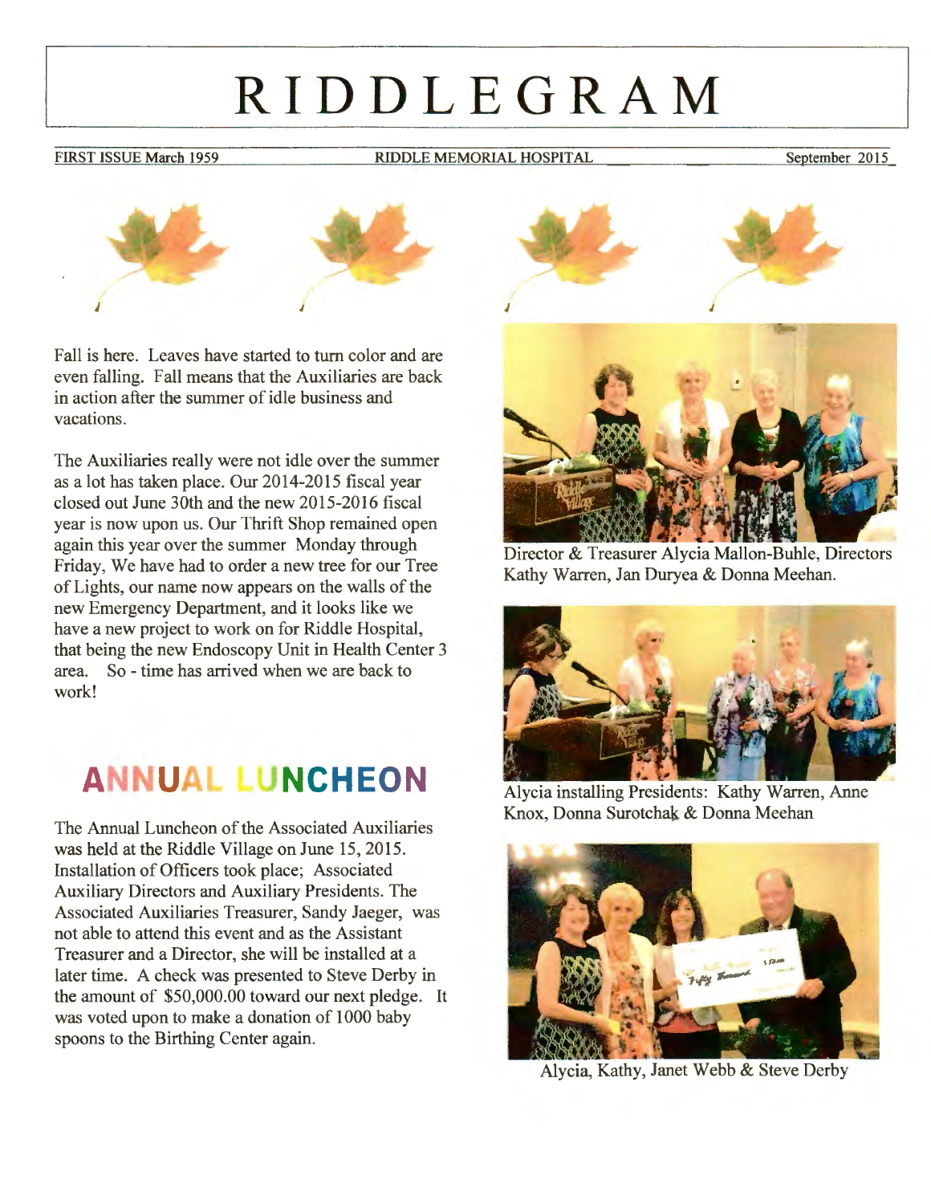# RIDDLEGRAM

FIRST ISSUE March 1959 RIDDLE MEMORIAL HOSPITAL September 2015

Fall is here. Leaves have started to turn color and are even falling. Fall means that the Auxiliaries are back in action after the summer of idle business and vacations.

The Auxiliaries really were not idle over the summer as a lot has taken place. Our 2014-2015 fiscal year closed out June 30th and the new 2015-2016 fiscal year is now upon us. Our Thrift Shop remained open again this year over the summer Monday through Friday, We have had to order a new tree for our Tree of Lights, our name now appears on the walls of the new Emergency Department, and it looks like we have a new project to work on for Riddle Hospital, that being the new Endoscopy Unit in Health Center 3 area. So - time has arrived when we are back to work!

## ANNUAL LUNCHEON

The Annual Luncheon of the Associated Auxiliaries was held at the Riddle Village on June 15, 2015. Installation of Officers took place; Associated Auxiliary Directors and Auxiliary Presidents. The Associated Auxiliaries Treasurer, Sandy Jaeger, was not able to attend this event and as the Assistant Treasurer and a Director, she will be installed at a later time. A check was presented to Steve Derby in the amount of $50,000.00 toward our next pledge. It was voted upon to make a donation of 1000 baby spoons to the Birthing Center again.

Director & Treasurer Alycia Mallon-Buhle, Directors Kathy Warren, Jan Duryea & Donna Meehan.

Alycia installing Presidents: Kathy Warren, Anne Knox, Donna Surotchak & Donna Meehan

Alycia, Kathy, Janet Webb & Steve Derby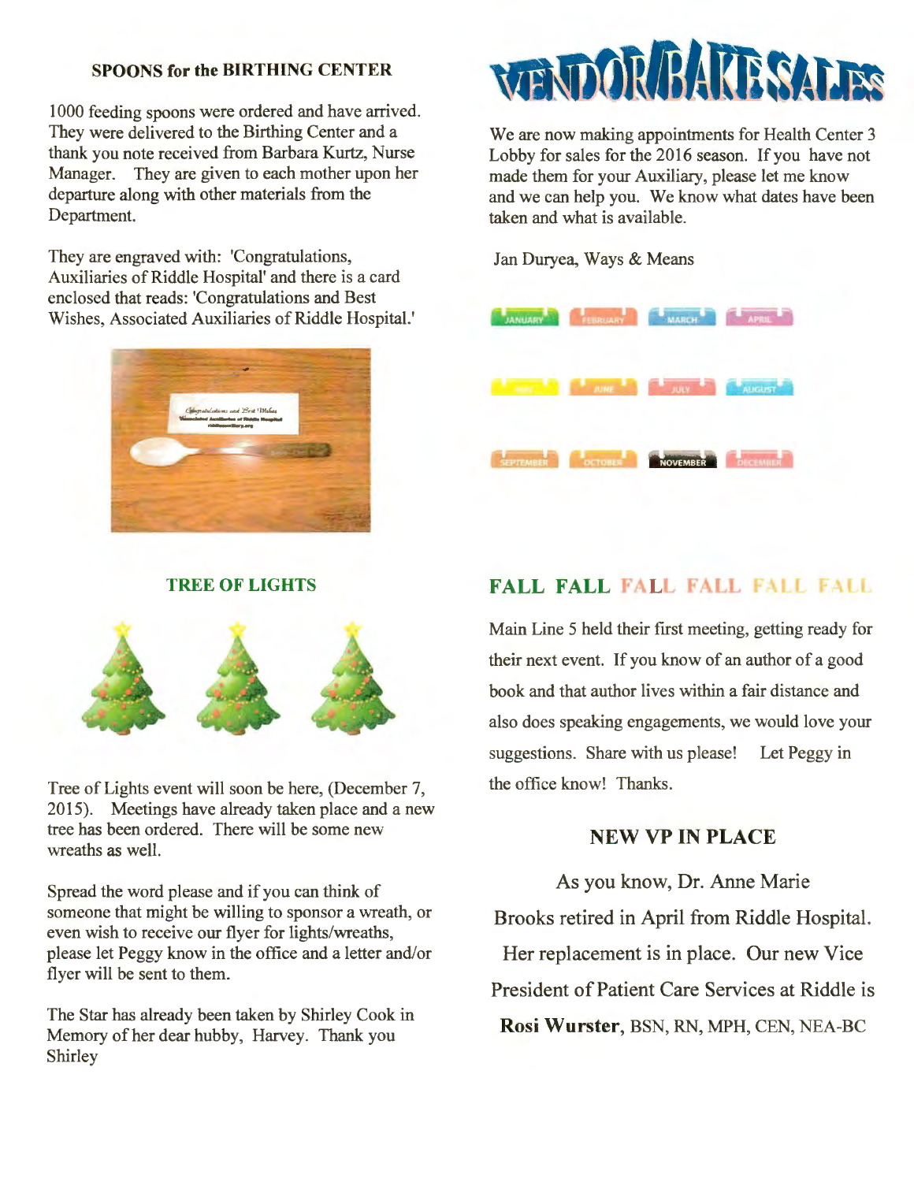## SPOONS for the BIRTHING CENTER

1000 feeding spoons were ordered and have arrived. They were delivered to the Birthing Center and a thank you note received from Barbara Kurtz, Nurse Manager. They are given to each mother upon her departure along with other materials from the Department.

They are engraved with: 'Congratulations, Auxiliaries of Riddle Hospital' and there is a card enclosed that reads: 'Congratulations and Best Wishes, Associated Auxiliaries of Riddle Hospital.'

## TREE OF LIGHTS

Tree of Lights event will soon be here, (December 7, 2015). Meetings have already taken place and a new tree has been ordered. There will be some new wreaths as well.

Spread the word please and if you can think of someone that might be willing to sponsor a wreath, or even wish to receive our flyer for lights/wreaths, please let Peggy know in the office and a letter and/or flyer will be sent to them.

The Star has already been taken by Shirley Cook in Memory of her dear hubby, Harvey. Thank you Shirley

## VENDOR/BAKE SALES

We are now making appointments for Health Center 3 Lobby for sales for the 2016 season. If you have not made them for your Auxiliary, please let me know and we can help you. We know what dates have been taken and what is available.

Jan Duryea, Ways & Means

## FALL FALL FALL FALL FALL FALL

Main Line 5 held their first meeting, getting ready for their next event. If you know of an author of a good book and that author lives within a fair distance and also does speaking engagements, we would love your suggestions. Share with us please! Let Peggy in the office know! Thanks.

## NEW VP IN PLACE

As you know, Dr. Anne Marie Brooks retired in April from Riddle Hospital. Her replacement is in place. Our new Vice President of Patient Care Services at Riddle is **Rosi Wurster**, BSN, RN, MPH, CEN, NEA-BC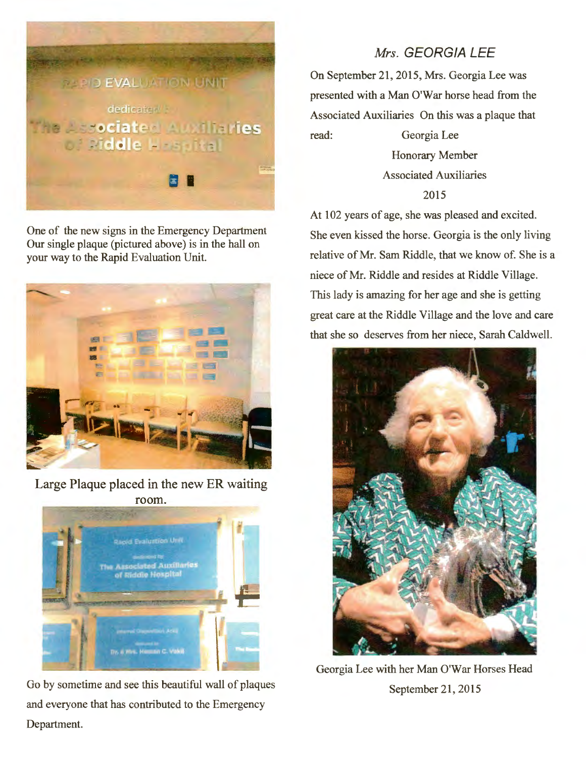One of the new signs in the Emergency Department Our single plaque (pictured above) is in the hall on your way to the Rapid Evaluation Unit.

Large Plaque placed in the new ER waiting room.

Go by sometime and see this beautiful wall of plaques and everyone that has contributed to the Emergency Department.

## *Mrs. GEORGIA LEE*

On September 21, 2015, Mrs. Georgia Lee was presented with a Man O'War horse head from the Associated Auxiliaries On this was a plaque that read:

Georgia Lee
Honorary Member
Associated Auxiliaries
2015

At 102 years of age, she was pleased and excited. She even kissed the horse. Georgia is the only living relative of Mr. Sam Riddle, that we know of. She is a niece of Mr. Riddle and resides at Riddle Village. This lady is amazing for her age and she is getting great care at the Riddle Village and the love and care that she so deserves from her niece, Sarah Caldwell.

Georgia Lee with her Man O'War Horses Head
September 21, 2015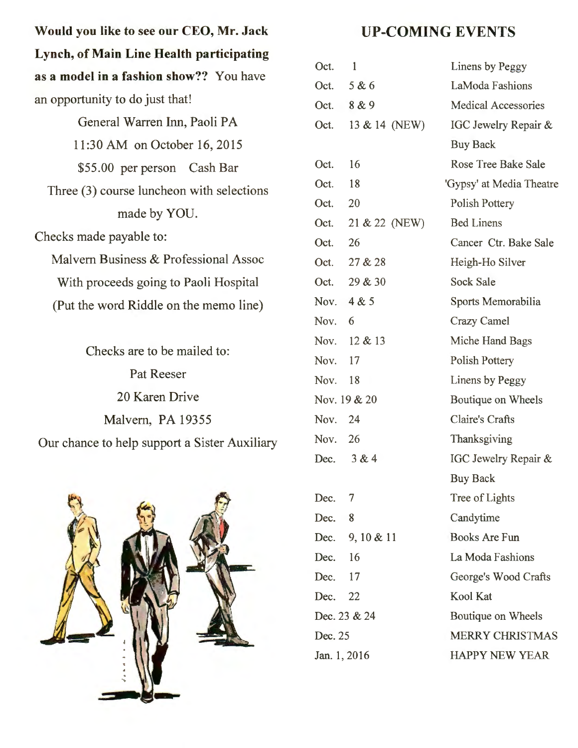**Would you like to see our CEO, Mr. Jack Lynch, of Main Line Health participating as a model in a fashion show??** You have an opportunity to do just that!

General Warren Inn, Paoli PA

11:30 AM on October 16, 2015

$55.00 per person Cash Bar

Three (3) course luncheon with selections made by YOU.

Checks made payable to:

Malvern Business & Professional Assoc

With proceeds going to Paoli Hospital

(Put the word Riddle on the memo line)

Checks are to be mailed to:

Pat Reeser

20 Karen Drive

Malvern, PA 19355

Our chance to help support a Sister Auxiliary

## UP-COMING EVENTS

| | |
|---|---|
| Oct. 1 | Linens by Peggy |
| Oct. 5 & 6 | LaModa Fashions |
| Oct. 8 & 9 | Medical Accessories |
| Oct. 13 & 14 (NEW) | IGC Jewelry Repair & Buy Back |
| Oct. 16 | Rose Tree Bake Sale |
| Oct. 18 | 'Gypsy' at Media Theatre |
| Oct. 20 | Polish Pottery |
| Oct. 21 & 22 (NEW) | Bed Linens |
| Oct. 26 | Cancer Ctr. Bake Sale |
| Oct. 27 & 28 | Heigh-Ho Silver |
| Oct. 29 & 30 | Sock Sale |
| Nov. 4 & 5 | Sports Memorabilia |
| Nov. 6 | Crazy Camel |
| Nov. 12 & 13 | Miche Hand Bags |
| Nov. 17 | Polish Pottery |
| Nov. 18 | Linens by Peggy |
| Nov. 19 & 20 | Boutique on Wheels |
| Nov. 24 | Claire's Crafts |
| Nov. 26 | Thanksgiving |
| Dec. 3 & 4 | IGC Jewelry Repair & Buy Back |
| Dec. 7 | Tree of Lights |
| Dec. 8 | Candytime |
| Dec. 9, 10 & 11 | Books Are Fun |
| Dec. 16 | La Moda Fashions |
| Dec. 17 | George's Wood Crafts |
| Dec. 22 | Kool Kat |
| Dec. 23 & 24 | Boutique on Wheels |
| Dec. 25 | MERRY CHRISTMAS |
| Jan. 1, 2016 | HAPPY NEW YEAR |